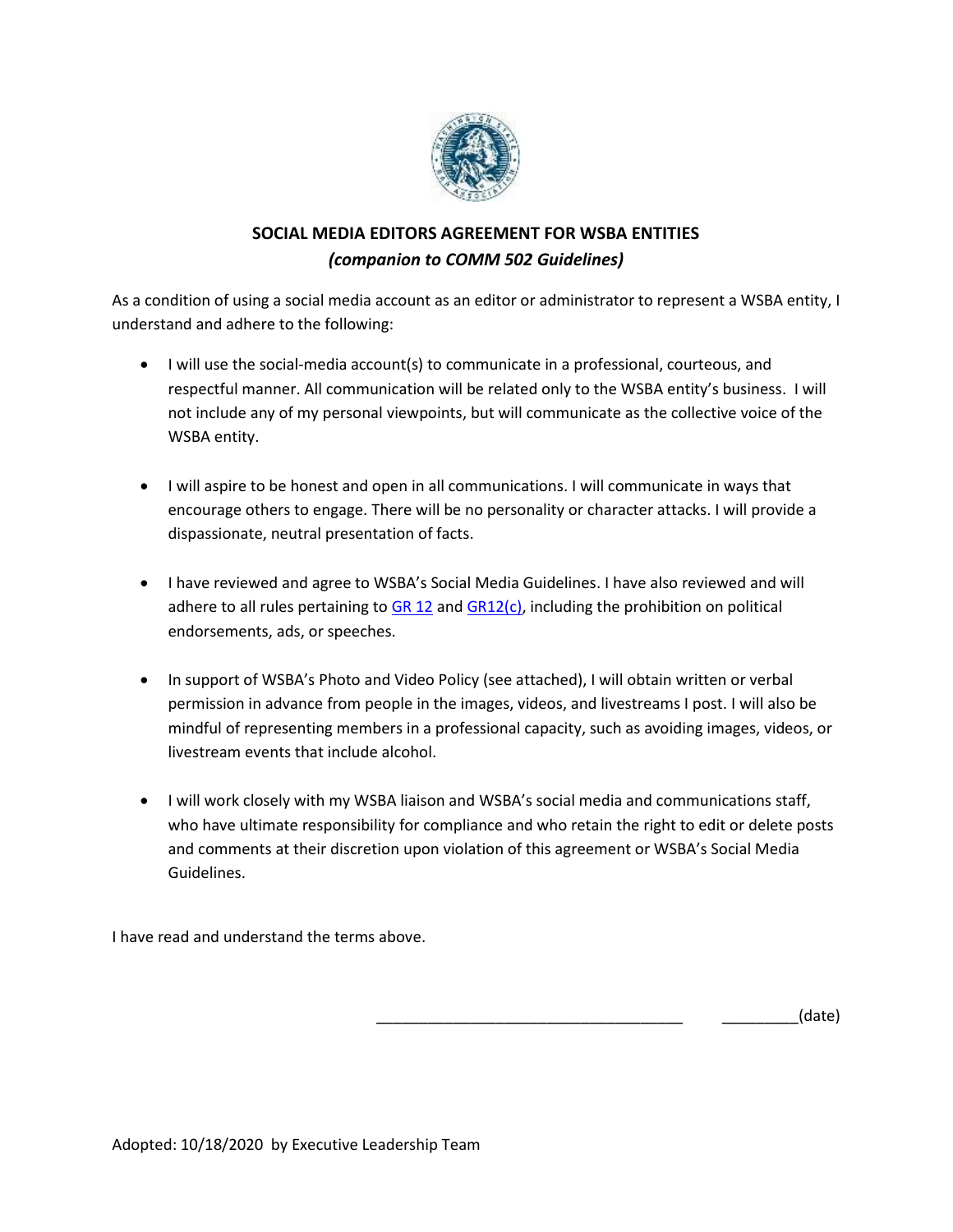# SOCIAL MEDIA EDITORS AGREEMENT FOR WSBA ENTITIES

***(companion to COMM 502 Guidelines)***

As a condition of using a social media account as an editor or administrator to represent a WSBA entity, I understand and adhere to the following:

- I will use the social-media account(s) to communicate in a professional, courteous, and respectful manner. All communication will be related only to the WSBA entity's business. I will not include any of my personal viewpoints, but will communicate as the collective voice of the WSBA entity.

- I will aspire to be honest and open in all communications. I will communicate in ways that encourage others to engage. There will be no personality or character attacks. I will provide a dispassionate, neutral presentation of facts.

- I have reviewed and agree to WSBA's Social Media Guidelines. I have also reviewed and will adhere to all rules pertaining to GR 12 and GR12(c), including the prohibition on political endorsements, ads, or speeches.

- In support of WSBA's Photo and Video Policy (see attached), I will obtain written or verbal permission in advance from people in the images, videos, and livestreams I post. I will also be mindful of representing members in a professional capacity, such as avoiding images, videos, or livestream events that include alcohol.

- I will work closely with my WSBA liaison and WSBA's social media and communications staff, who have ultimate responsibility for compliance and who retain the right to edit or delete posts and comments at their discretion upon violation of this agreement or WSBA's Social Media Guidelines.

I have read and understand the terms above.

\_\_\_\_\_\_\_\_\_\_\_\_\_\_\_\_\_\_\_\_\_\_\_\_\_\_\_\_\_\_\_\_\_\_\_\_ \_\_\_\_\_\_\_\_\_(date)

Adopted: 10/18/2020 by Executive Leadership Team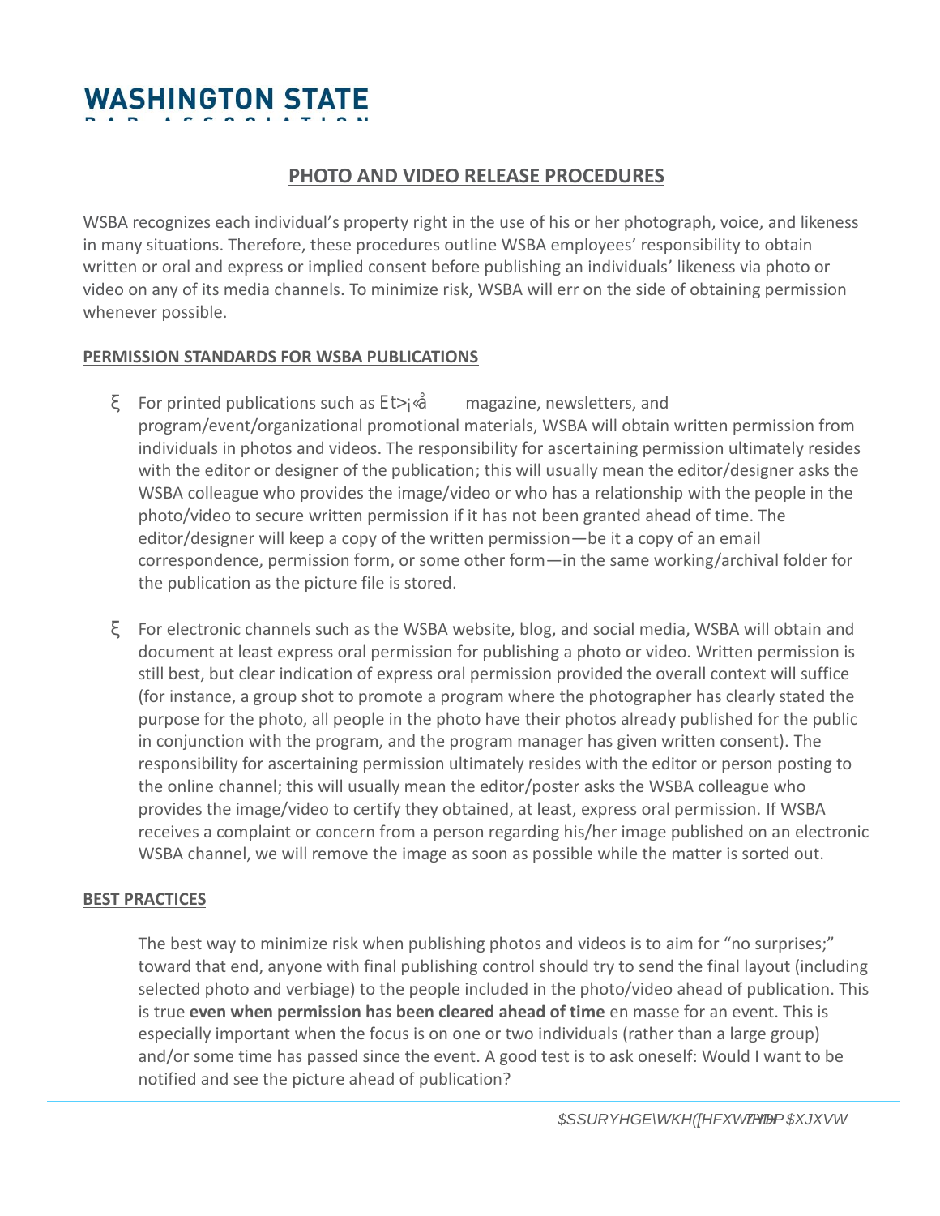## PHOTO AND VIDEO RELEASE PROCEDURES

WSBA recognizes each individual's property right in the use of his or her photograph, voice, and likeness in many situations. Therefore, these procedures outline WSBA employees' responsibility to obtain written or oral and express or implied consent before publishing an individuals' likeness via photo or video on any of its media channels. To minimize risk, WSBA will err on the side of obtaining permission whenever possible.

### PERMISSION STANDARDS FOR WSBA PUBLICATIONS

- For printed publications such as Et>¡«å magazine, newsletters, and program/event/organizational promotional materials, WSBA will obtain written permission from individuals in photos and videos. The responsibility for ascertaining permission ultimately resides with the editor or designer of the publication; this will usually mean the editor/designer asks the WSBA colleague who provides the image/video or who has a relationship with the people in the photo/video to secure written permission if it has not been granted ahead of time. The editor/designer will keep a copy of the written permission—be it a copy of an email correspondence, permission form, or some other form—in the same working/archival folder for the publication as the picture file is stored.

- For electronic channels such as the WSBA website, blog, and social media, WSBA will obtain and document at least express oral permission for publishing a photo or video. Written permission is still best, but clear indication of express oral permission provided the overall context will suffice (for instance, a group shot to promote a program where the photographer has clearly stated the purpose for the photo, all people in the photo have their photos already published for the public in conjunction with the program, and the program manager has given written consent). The responsibility for ascertaining permission ultimately resides with the editor or person posting to the online channel; this will usually mean the editor/poster asks the WSBA colleague who provides the image/video to certify they obtained, at least, express oral permission. If WSBA receives a complaint or concern from a person regarding his/her image published on an electronic WSBA channel, we will remove the image as soon as possible while the matter is sorted out.

### BEST PRACTICES

The best way to minimize risk when publishing photos and videos is to aim for "no surprises;" toward that end, anyone with final publishing control should try to send the final layout (including selected photo and verbiage) to the people included in the photo/video ahead of publication. This is true **even when permission has been cleared ahead of time** en masse for an event. This is especially important when the focus is on one or two individuals (rather than a large group) and/or some time has passed since the event. A good test is to ask oneself: Would I want to be notified and see the picture ahead of publication?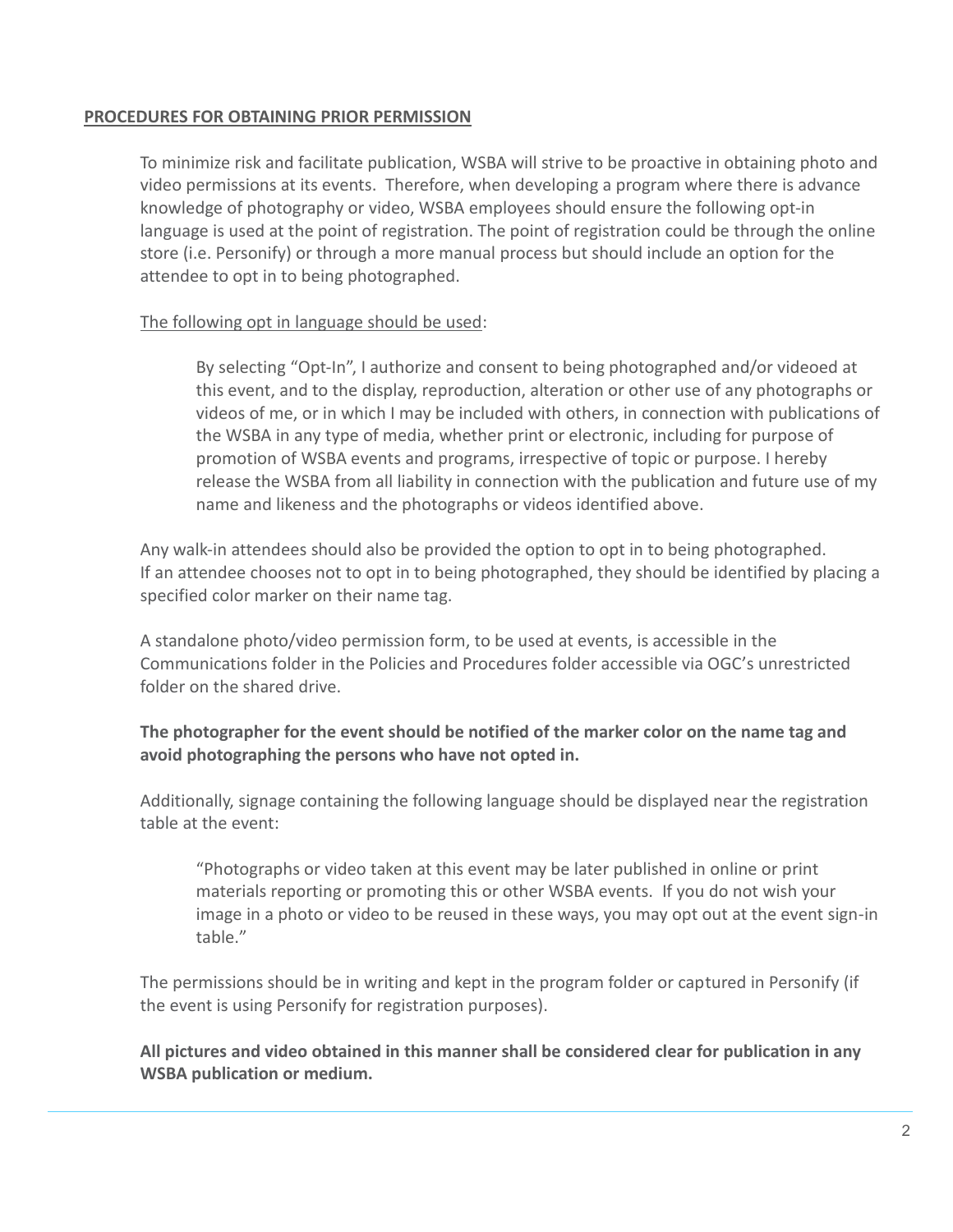## PROCEDURES FOR OBTAINING PRIOR PERMISSION

To minimize risk and facilitate publication, WSBA will strive to be proactive in obtaining photo and video permissions at its events. Therefore, when developing a program where there is advance knowledge of photography or video, WSBA employees should ensure the following opt-in language is used at the point of registration. The point of registration could be through the online store (i.e. Personify) or through a more manual process but should include an option for the attendee to opt in to being photographed.

The following opt in language should be used:

> By selecting "Opt-In", I authorize and consent to being photographed and/or videoed at this event, and to the display, reproduction, alteration or other use of any photographs or videos of me, or in which I may be included with others, in connection with publications of the WSBA in any type of media, whether print or electronic, including for purpose of promotion of WSBA events and programs, irrespective of topic or purpose. I hereby release the WSBA from all liability in connection with the publication and future use of my name and likeness and the photographs or videos identified above.

Any walk-in attendees should also be provided the option to opt in to being photographed. If an attendee chooses not to opt in to being photographed, they should be identified by placing a specified color marker on their name tag.

A standalone photo/video permission form, to be used at events, is accessible in the Communications folder in the Policies and Procedures folder accessible via OGC's unrestricted folder on the shared drive.

**The photographer for the event should be notified of the marker color on the name tag and avoid photographing the persons who have not opted in.**

Additionally, signage containing the following language should be displayed near the registration table at the event:

> "Photographs or video taken at this event may be later published in online or print materials reporting or promoting this or other WSBA events. If you do not wish your image in a photo or video to be reused in these ways, you may opt out at the event sign-in table."

The permissions should be in writing and kept in the program folder or captured in Personify (if the event is using Personify for registration purposes).

**All pictures and video obtained in this manner shall be considered clear for publication in any WSBA publication or medium.**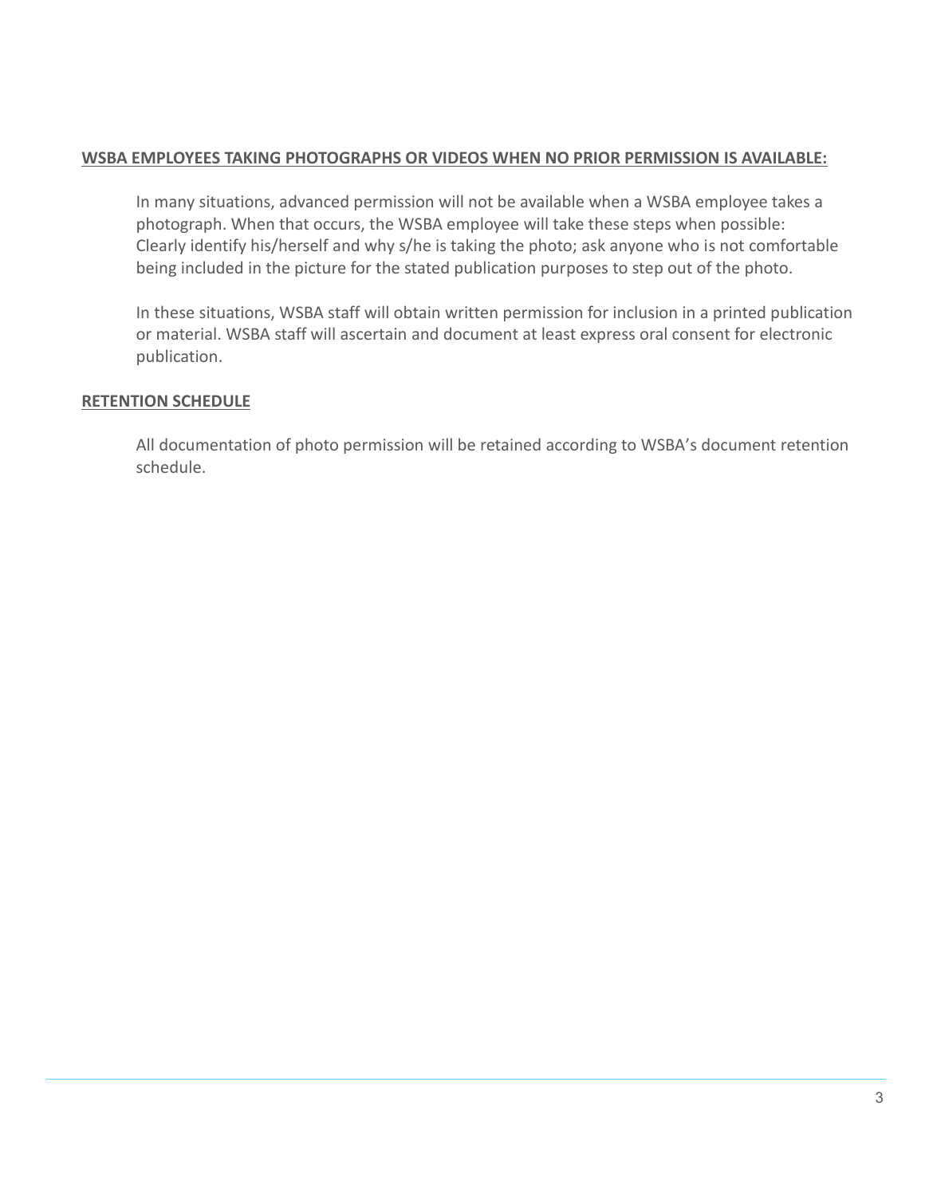**WSBA EMPLOYEES TAKING PHOTOGRAPHS OR VIDEOS WHEN NO PRIOR PERMISSION IS AVAILABLE:**

In many situations, advanced permission will not be available when a WSBA employee takes a photograph. When that occurs, the WSBA employee will take these steps when possible: Clearly identify his/herself and why s/he is taking the photo; ask anyone who is not comfortable being included in the picture for the stated publication purposes to step out of the photo.

In these situations, WSBA staff will obtain written permission for inclusion in a printed publication or material. WSBA staff will ascertain and document at least express oral consent for electronic publication.

**RETENTION SCHEDULE**

All documentation of photo permission will be retained according to WSBA's document retention schedule.